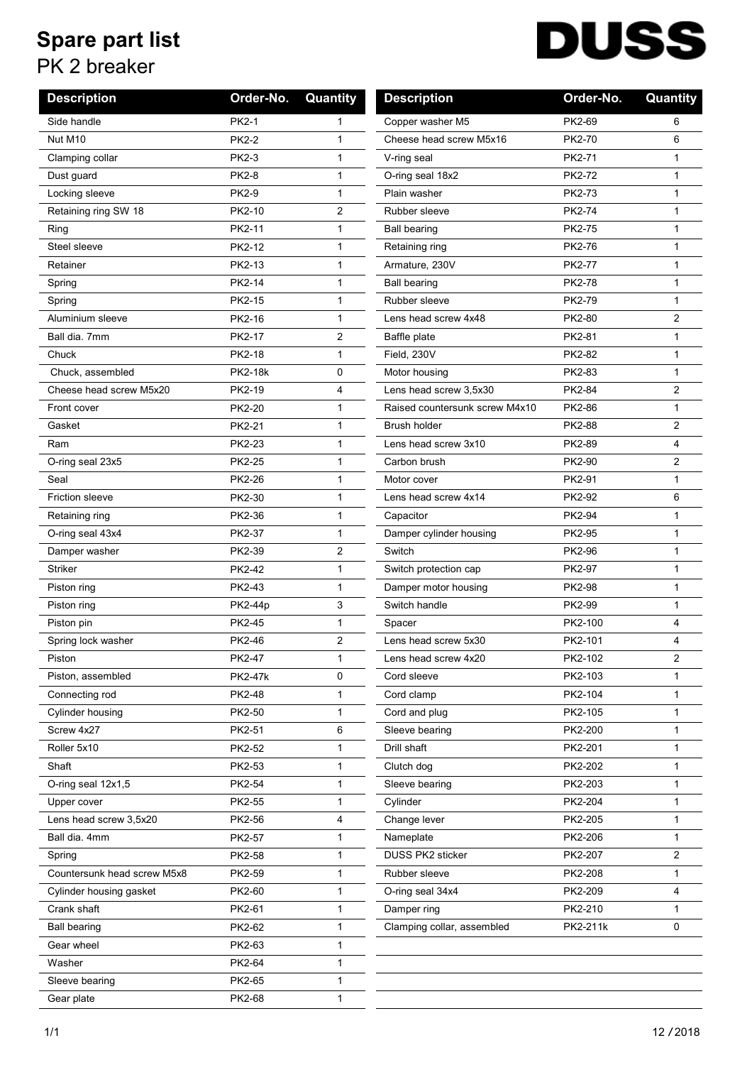# Spare part list

PK 2 breaker

DUSS

| Description | Order-No. | Quantity |
|---|---|---|
| Side handle | PK2-1 | 1 |
| Nut M10 | PK2-2 | 1 |
| Clamping collar | PK2-3 | 1 |
| Dust guard | PK2-8 | 1 |
| Locking sleeve | PK2-9 | 1 |
| Retaining ring SW 18 | PK2-10 | 2 |
| Ring | PK2-11 | 1 |
| Steel sleeve | PK2-12 | 1 |
| Retainer | PK2-13 | 1 |
| Spring | PK2-14 | 1 |
| Spring | PK2-15 | 1 |
| Aluminium sleeve | PK2-16 | 1 |
| Ball dia. 7mm | PK2-17 | 2 |
| Chuck | PK2-18 | 1 |
| Chuck, assembled | PK2-18k | 0 |
| Cheese head screw M5x20 | PK2-19 | 4 |
| Front cover | PK2-20 | 1 |
| Gasket | PK2-21 | 1 |
| Ram | PK2-23 | 1 |
| O-ring seal 23x5 | PK2-25 | 1 |
| Seal | PK2-26 | 1 |
| Friction sleeve | PK2-30 | 1 |
| Retaining ring | PK2-36 | 1 |
| O-ring seal 43x4 | PK2-37 | 1 |
| Damper washer | PK2-39 | 2 |
| Striker | PK2-42 | 1 |
| Piston ring | PK2-43 | 1 |
| Piston ring | PK2-44p | 3 |
| Piston pin | PK2-45 | 1 |
| Spring lock washer | PK2-46 | 2 |
| Piston | PK2-47 | 1 |
| Piston, assembled | PK2-47k | 0 |
| Connecting rod | PK2-48 | 1 |
| Cylinder housing | PK2-50 | 1 |
| Screw 4x27 | PK2-51 | 6 |
| Roller 5x10 | PK2-52 | 1 |
| Shaft | PK2-53 | 1 |
| O-ring seal 12x1,5 | PK2-54 | 1 |
| Upper cover | PK2-55 | 1 |
| Lens head screw 3,5x20 | PK2-56 | 4 |
| Ball dia. 4mm | PK2-57 | 1 |
| Spring | PK2-58 | 1 |
| Countersunk head screw M5x8 | PK2-59 | 1 |
| Cylinder housing gasket | PK2-60 | 1 |
| Crank shaft | PK2-61 | 1 |
| Ball bearing | PK2-62 | 1 |
| Gear wheel | PK2-63 | 1 |
| Washer | PK2-64 | 1 |
| Sleeve bearing | PK2-65 | 1 |
| Gear plate | PK2-68 | 1 |
| Copper washer M5 | PK2-69 | 6 |
| Cheese head screw M5x16 | PK2-70 | 6 |
| V-ring seal | PK2-71 | 1 |
| O-ring seal 18x2 | PK2-72 | 1 |
| Plain washer | PK2-73 | 1 |
| Rubber sleeve | PK2-74 | 1 |
| Ball bearing | PK2-75 | 1 |
| Retaining ring | PK2-76 | 1 |
| Armature, 230V | PK2-77 | 1 |
| Ball bearing | PK2-78 | 1 |
| Rubber sleeve | PK2-79 | 1 |
| Lens head screw 4x48 | PK2-80 | 2 |
| Baffle plate | PK2-81 | 1 |
| Field, 230V | PK2-82 | 1 |
| Motor housing | PK2-83 | 1 |
| Lens head screw 3,5x30 | PK2-84 | 2 |
| Raised countersunk screw M4x10 | PK2-86 | 1 |
| Brush holder | PK2-88 | 2 |
| Lens head screw 3x10 | PK2-89 | 4 |
| Carbon brush | PK2-90 | 2 |
| Motor cover | PK2-91 | 1 |
| Lens head screw 4x14 | PK2-92 | 6 |
| Capacitor | PK2-94 | 1 |
| Damper cylinder housing | PK2-95 | 1 |
| Switch | PK2-96 | 1 |
| Switch protection cap | PK2-97 | 1 |
| Damper motor housing | PK2-98 | 1 |
| Switch handle | PK2-99 | 1 |
| Spacer | PK2-100 | 4 |
| Lens head screw 5x30 | PK2-101 | 4 |
| Lens head screw 4x20 | PK2-102 | 2 |
| Cord sleeve | PK2-103 | 1 |
| Cord clamp | PK2-104 | 1 |
| Cord and plug | PK2-105 | 1 |
| Sleeve bearing | PK2-200 | 1 |
| Drill shaft | PK2-201 | 1 |
| Clutch dog | PK2-202 | 1 |
| Sleeve bearing | PK2-203 | 1 |
| Cylinder | PK2-204 | 1 |
| Change lever | PK2-205 | 1 |
| Nameplate | PK2-206 | 1 |
| DUSS PK2 sticker | PK2-207 | 2 |
| Rubber sleeve | PK2-208 | 1 |
| O-ring seal 34x4 | PK2-209 | 4 |
| Damper ring | PK2-210 | 1 |
| Clamping collar, assembled | PK2-211k | 0 |

12 / 2018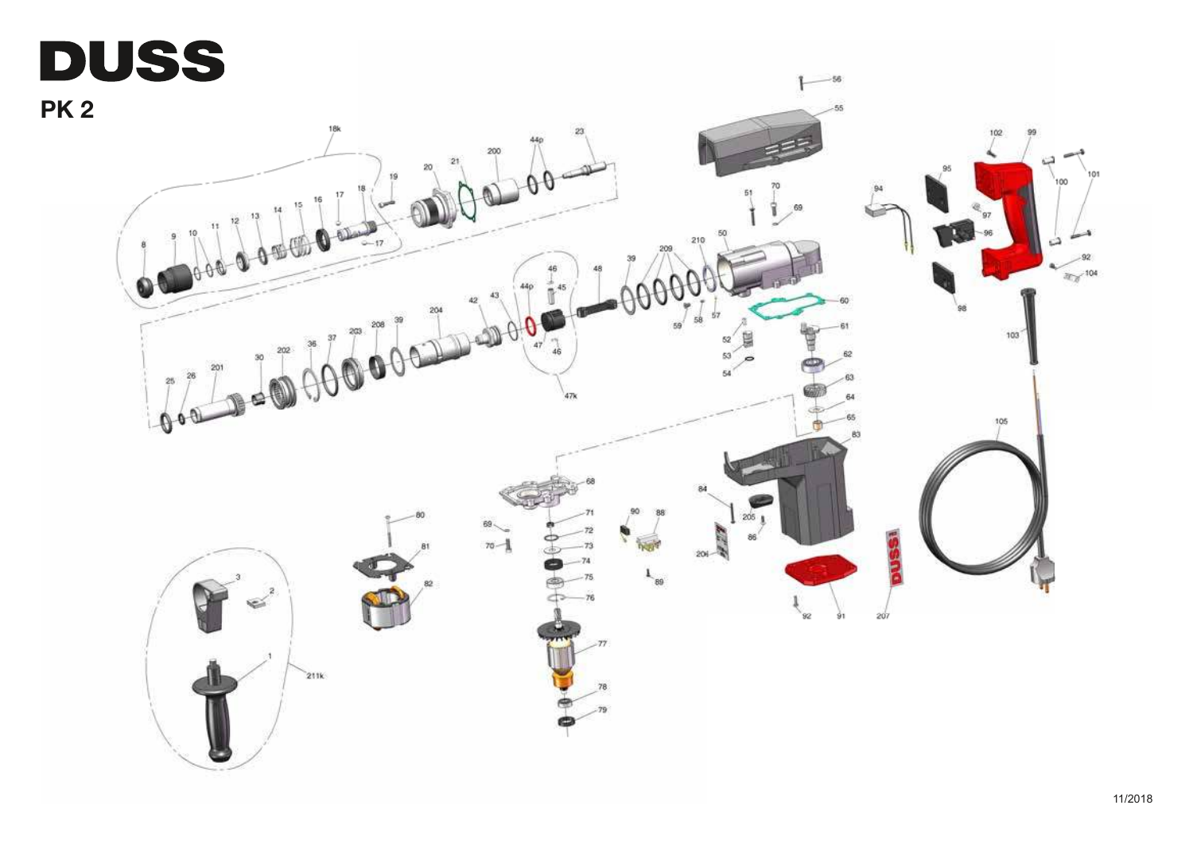# DUSS

## PK 2

11/2018